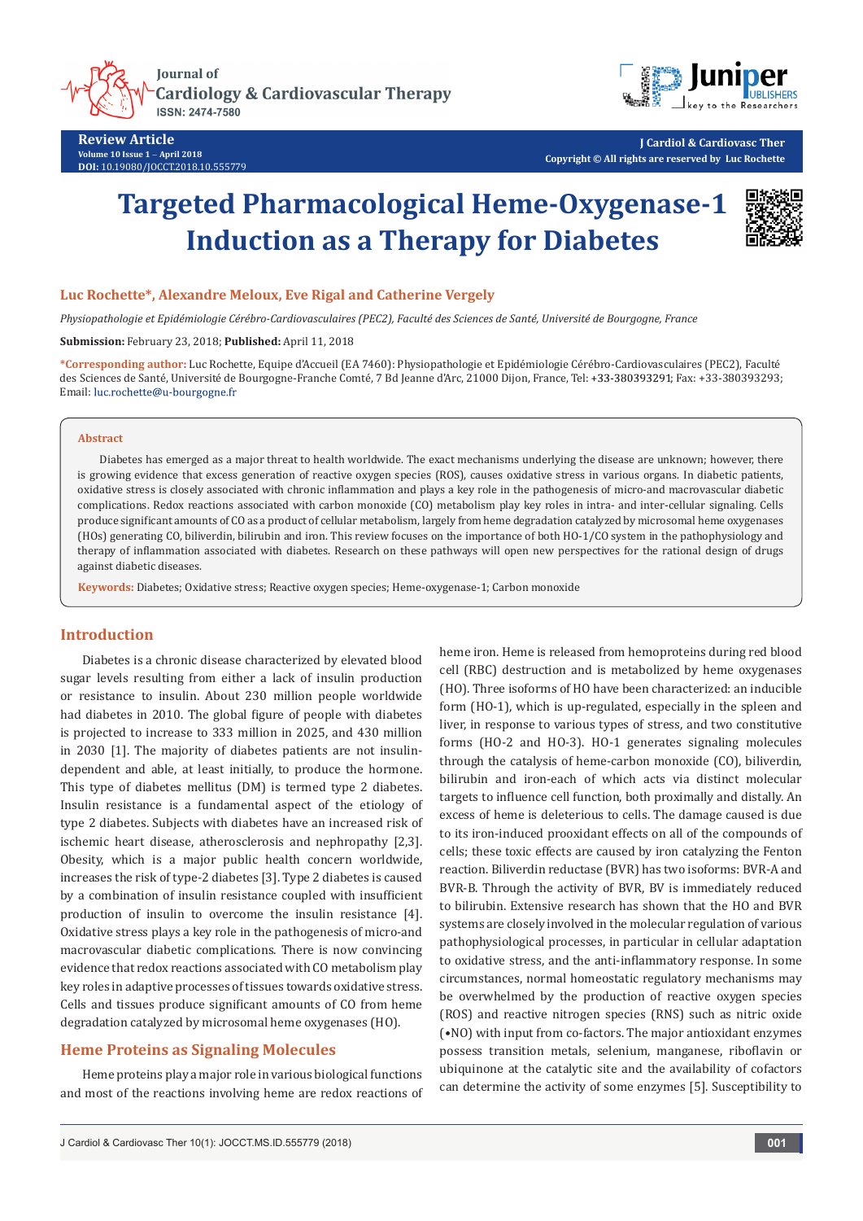# Targeted Pharmacological Heme-Oxygenase-1 Induction as a Therapy for Diabetes

**Luc Rochette\*, Alexandre Meloux, Eve Rigal and Catherine Vergely**

*Physiopathologie et Epidémiologie Cérébro-Cardiovasculaires (PEC2), Faculté des Sciences de Santé, Université de Bourgogne, France*

**Submission:** February 23, 2018; **Published:** April 11, 2018

**\*Corresponding author:** Luc Rochette, Equipe d'Accueil (EA 7460): Physiopathologie et Epidémiologie Cérébro-Cardiovasculaires (PEC2), Faculté des Sciences de Santé, Université de Bourgogne-Franche Comté, 7 Bd Jeanne d'Arc, 21000 Dijon, France, Tel: +33-380393291; Fax: +33-380393293; Email: luc.rochette@u-bourgogne.fr

## Abstract

Diabetes has emerged as a major threat to health worldwide. The exact mechanisms underlying the disease are unknown; however, there is growing evidence that excess generation of reactive oxygen species (ROS), causes oxidative stress in various organs. In diabetic patients, oxidative stress is closely associated with chronic inflammation and plays a key role in the pathogenesis of micro-and macrovascular diabetic complications. Redox reactions associated with carbon monoxide (CO) metabolism play key roles in intra- and inter-cellular signaling. Cells produce significant amounts of CO as a product of cellular metabolism, largely from heme degradation catalyzed by microsomal heme oxygenases (HOs) generating CO, biliverdin, bilirubin and iron. This review focuses on the importance of both HO-1/CO system in the pathophysiology and therapy of inflammation associated with diabetes. Research on these pathways will open new perspectives for the rational design of drugs against diabetic diseases.

**Keywords:** Diabetes; Oxidative stress; Reactive oxygen species; Heme-oxygenase-1; Carbon monoxide

## Introduction

Diabetes is a chronic disease characterized by elevated blood sugar levels resulting from either a lack of insulin production or resistance to insulin. About 230 million people worldwide had diabetes in 2010. The global figure of people with diabetes is projected to increase to 333 million in 2025, and 430 million in 2030 [1]. The majority of diabetes patients are not insulin-dependent and able, at least initially, to produce the hormone. This type of diabetes mellitus (DM) is termed type 2 diabetes. Insulin resistance is a fundamental aspect of the etiology of type 2 diabetes. Subjects with diabetes have an increased risk of ischemic heart disease, atherosclerosis and nephropathy [2,3]. Obesity, which is a major public health concern worldwide, increases the risk of type-2 diabetes [3]. Type 2 diabetes is caused by a combination of insulin resistance coupled with insufficient production of insulin to overcome the insulin resistance [4]. Oxidative stress plays a key role in the pathogenesis of micro-and macrovascular diabetic complications. There is now convincing evidence that redox reactions associated with CO metabolism play key roles in adaptive processes of tissues towards oxidative stress. Cells and tissues produce significant amounts of CO from heme degradation catalyzed by microsomal heme oxygenases (HO).

## Heme Proteins as Signaling Molecules

Heme proteins play a major role in various biological functions and most of the reactions involving heme are redox reactions of heme iron. Heme is released from hemoproteins during red blood cell (RBC) destruction and is metabolized by heme oxygenases (HO). Three isoforms of HO have been characterized: an inducible form (HO-1), which is up-regulated, especially in the spleen and liver, in response to various types of stress, and two constitutive forms (HO-2 and HO-3). HO-1 generates signaling molecules through the catalysis of heme-carbon monoxide (CO), biliverdin, bilirubin and iron-each of which acts via distinct molecular targets to influence cell function, both proximally and distally. An excess of heme is deleterious to cells. The damage caused is due to its iron-induced prooxidant effects on all of the compounds of cells; these toxic effects are caused by iron catalyzing the Fenton reaction. Biliverdin reductase (BVR) has two isoforms: BVR-A and BVR-B. Through the activity of BVR, BV is immediately reduced to bilirubin. Extensive research has shown that the HO and BVR systems are closely involved in the molecular regulation of various pathophysiological processes, in particular in cellular adaptation to oxidative stress, and the anti-inflammatory response. In some circumstances, normal homeostatic regulatory mechanisms may be overwhelmed by the production of reactive oxygen species (ROS) and reactive nitrogen species (RNS) such as nitric oxide (•NO) with input from co-factors. The major antioxidant enzymes possess transition metals, selenium, manganese, riboflavin or ubiquinone at the catalytic site and the availability of cofactors can determine the activity of some enzymes [5]. Susceptibility to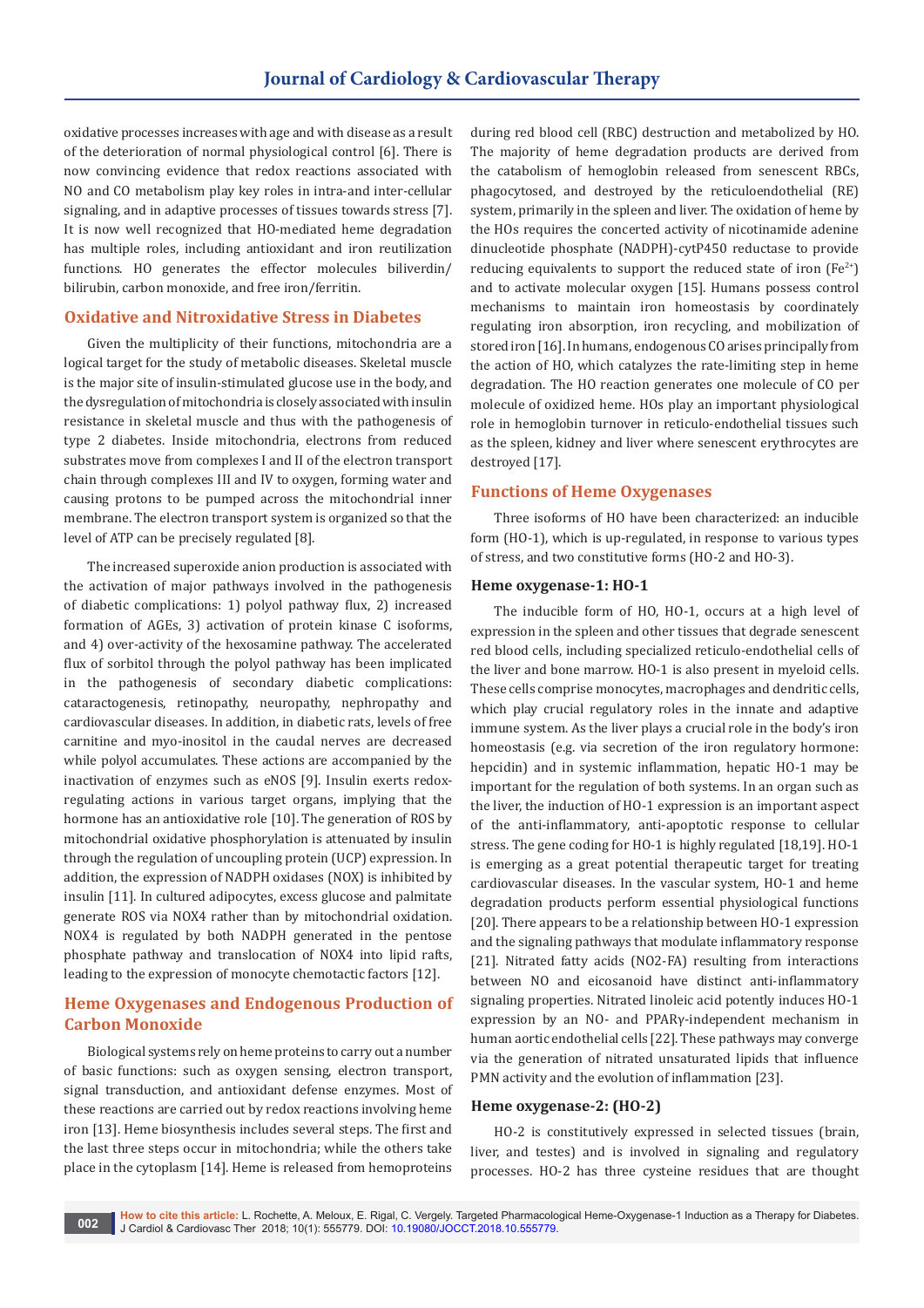oxidative processes increases with age and with disease as a result of the deterioration of normal physiological control [6]. There is now convincing evidence that redox reactions associated with NO and CO metabolism play key roles in intra-and inter-cellular signaling, and in adaptive processes of tissues towards stress [7]. It is now well recognized that HO-mediated heme degradation has multiple roles, including antioxidant and iron reutilization functions. HO generates the effector molecules biliverdin/bilirubin, carbon monoxide, and free iron/ferritin.

## Oxidative and Nitroxidative Stress in Diabetes

Given the multiplicity of their functions, mitochondria are a logical target for the study of metabolic diseases. Skeletal muscle is the major site of insulin-stimulated glucose use in the body, and the dysregulation of mitochondria is closely associated with insulin resistance in skeletal muscle and thus with the pathogenesis of type 2 diabetes. Inside mitochondria, electrons from reduced substrates move from complexes I and II of the electron transport chain through complexes III and IV to oxygen, forming water and causing protons to be pumped across the mitochondrial inner membrane. The electron transport system is organized so that the level of ATP can be precisely regulated [8].

The increased superoxide anion production is associated with the activation of major pathways involved in the pathogenesis of diabetic complications: 1) polyol pathway flux, 2) increased formation of AGEs, 3) activation of protein kinase C isoforms, and 4) over-activity of the hexosamine pathway. The accelerated flux of sorbitol through the polyol pathway has been implicated in the pathogenesis of secondary diabetic complications: cataractogenesis, retinopathy, neuropathy, nephropathy and cardiovascular diseases. In addition, in diabetic rats, levels of free carnitine and myo-inositol in the caudal nerves are decreased while polyol accumulates. These actions are accompanied by the inactivation of enzymes such as eNOS [9]. Insulin exerts redox-regulating actions in various target organs, implying that the hormone has an antioxidative role [10]. The generation of ROS by mitochondrial oxidative phosphorylation is attenuated by insulin through the regulation of uncoupling protein (UCP) expression. In addition, the expression of NADPH oxidases (NOX) is inhibited by insulin [11]. In cultured adipocytes, excess glucose and palmitate generate ROS via NOX4 rather than by mitochondrial oxidation. NOX4 is regulated by both NADPH generated in the pentose phosphate pathway and translocation of NOX4 into lipid rafts, leading to the expression of monocyte chemotactic factors [12].

## Heme Oxygenases and Endogenous Production of Carbon Monoxide

Biological systems rely on heme proteins to carry out a number of basic functions: such as oxygen sensing, electron transport, signal transduction, and antioxidant defense enzymes. Most of these reactions are carried out by redox reactions involving heme iron [13]. Heme biosynthesis includes several steps. The first and the last three steps occur in mitochondria; while the others take place in the cytoplasm [14]. Heme is released from hemoproteins during red blood cell (RBC) destruction and metabolized by HO. The majority of heme degradation products are derived from the catabolism of hemoglobin released from senescent RBCs, phagocytosed, and destroyed by the reticuloendothelial (RE) system, primarily in the spleen and liver. The oxidation of heme by the HOs requires the concerted activity of nicotinamide adenine dinucleotide phosphate (NADPH)-cytP450 reductase to provide reducing equivalents to support the reduced state of iron ($Fe^{2+}$) and to activate molecular oxygen [15]. Humans possess control mechanisms to maintain iron homeostasis by coordinately regulating iron absorption, iron recycling, and mobilization of stored iron [16]. In humans, endogenous CO arises principally from the action of HO, which catalyzes the rate-limiting step in heme degradation. The HO reaction generates one molecule of CO per molecule of oxidized heme. HOs play an important physiological role in hemoglobin turnover in reticulo-endothelial tissues such as the spleen, kidney and liver where senescent erythrocytes are destroyed [17].

## Functions of Heme Oxygenases

Three isoforms of HO have been characterized: an inducible form (HO-1), which is up-regulated, in response to various types of stress, and two constitutive forms (HO-2 and HO-3).

### Heme oxygenase-1: HO-1

The inducible form of HO, HO-1, occurs at a high level of expression in the spleen and other tissues that degrade senescent red blood cells, including specialized reticulo-endothelial cells of the liver and bone marrow. HO-1 is also present in myeloid cells. These cells comprise monocytes, macrophages and dendritic cells, which play crucial regulatory roles in the innate and adaptive immune system. As the liver plays a crucial role in the body's iron homeostasis (e.g. via secretion of the iron regulatory hormone: hepcidin) and in systemic inflammation, hepatic HO-1 may be important for the regulation of both systems. In an organ such as the liver, the induction of HO-1 expression is an important aspect of the anti-inflammatory, anti-apoptotic response to cellular stress. The gene coding for HO-1 is highly regulated [18,19]. HO-1 is emerging as a great potential therapeutic target for treating cardiovascular diseases. In the vascular system, HO-1 and heme degradation products perform essential physiological functions [20]. There appears to be a relationship between HO-1 expression and the signaling pathways that modulate inflammatory response [21]. Nitrated fatty acids ($NO_2$-FA) resulting from interactions between NO and eicosanoid have distinct anti-inflammatory signaling properties. Nitrated linoleic acid potently induces HO-1 expression by an NO- and PPARγ-independent mechanism in human aortic endothelial cells [22]. These pathways may converge via the generation of nitrated unsaturated lipids that influence PMN activity and the evolution of inflammation [23].

### Heme oxygenase-2: (HO-2)

HO-2 is constitutively expressed in selected tissues (brain, liver, and testes) and is involved in signaling and regulatory processes. HO-2 has three cysteine residues that are thought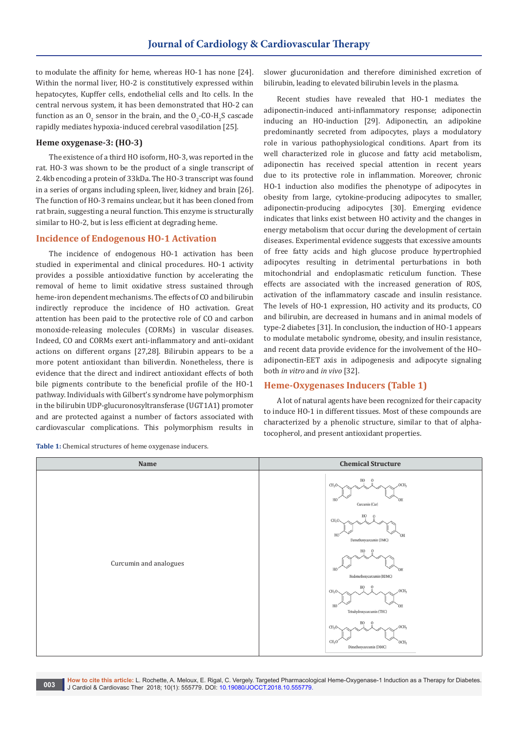to modulate the affinity for heme, whereas HO-1 has none [24]. Within the normal liver, HO-2 is constitutively expressed within hepatocytes, Kupffer cells, endothelial cells and Ito cells. In the central nervous system, it has been demonstrated that HO-2 can function as an $O_2$ sensor in the brain, and the $O_2$-CO-$H_2S$ cascade rapidly mediates hypoxia-induced cerebral vasodilation [25].

### Heme oxygenase-3: (HO-3)

The existence of a third HO isoform, HO-3, was reported in the rat. HO-3 was shown to be the product of a single transcript of 2.4kb encoding a protein of 33kDa. The HO-3 transcript was found in a series of organs including spleen, liver, kidney and brain [26]. The function of HO-3 remains unclear, but it has been cloned from rat brain, suggesting a neural function. This enzyme is structurally similar to HO-2, but is less efficient at degrading heme.

## Incidence of Endogenous HO-1 Activation

The incidence of endogenous HO-1 activation has been studied in experimental and clinical procedures. HO-1 activity provides a possible antioxidative function by accelerating the removal of heme to limit oxidative stress sustained through heme-iron dependent mechanisms. The effects of CO and bilirubin indirectly reproduce the incidence of HO activation. Great attention has been paid to the protective role of CO and carbon monoxide-releasing molecules (CORMs) in vascular diseases. Indeed, CO and CORMs exert anti-inflammatory and anti-oxidant actions on different organs [27,28]. Bilirubin appears to be a more potent antioxidant than biliverdin. Nonetheless, there is evidence that the direct and indirect antioxidant effects of both bile pigments contribute to the beneficial profile of the HO-1 pathway. Individuals with Gilbert's syndrome have polymorphism in the bilirubin UDP-glucuronosyltransferase (UGT1A1) promoter and are protected against a number of factors associated with cardiovascular complications. This polymorphism results in slower glucuronidation and therefore diminished excretion of bilirubin, leading to elevated bilirubin levels in the plasma.

Recent studies have revealed that HO-1 mediates the adiponectin-induced anti-inflammatory response; adiponectin inducing an HO-induction [29]. Adiponectin, an adipokine predominantly secreted from adipocytes, plays a modulatory role in various pathophysiological conditions. Apart from its well characterized role in glucose and fatty acid metabolism, adiponectin has received special attention in recent years due to its protective role in inflammation. Moreover, chronic HO-1 induction also modifies the phenotype of adipocytes in obesity from large, cytokine-producing adipocytes to smaller, adiponectin-producing adipocytes [30]. Emerging evidence indicates that links exist between HO activity and the changes in energy metabolism that occur during the development of certain diseases. Experimental evidence suggests that excessive amounts of free fatty acids and high glucose produce hypertrophied adipocytes resulting in detrimental perturbations in both mitochondrial and endoplasmatic reticulum function. These effects are associated with the increased generation of ROS, activation of the inflammatory cascade and insulin resistance. The levels of HO-1 expression, HO activity and its products, CO and bilirubin, are decreased in humans and in animal models of type-2 diabetes [31]. In conclusion, the induction of HO-1 appears to modulate metabolic syndrome, obesity, and insulin resistance, and recent data provide evidence for the involvement of the HO–adiponectin-EET axis in adipogenesis and adipocyte signaling both *in vitro* and *in vivo* [32].

## Heme-Oxygenases Inducers (Table 1)

A lot of natural agents have been recognized for their capacity to induce HO-1 in different tissues. Most of these compounds are characterized by a phenolic structure, similar to that of alpha-tocopherol, and present antioxidant properties.

**Table 1:** Chemical structures of heme oxygenase inducers.

| Name | Chemical Structure |
|---|---|
| Curcumin and analogues | Curcumin (Cur); Demethoxycurcumin (DMC); Bisdemethoxycurcumin (BDMC); Tetrahydroxycurcumin (THC); Dimethoxycurcumin (DiMC) |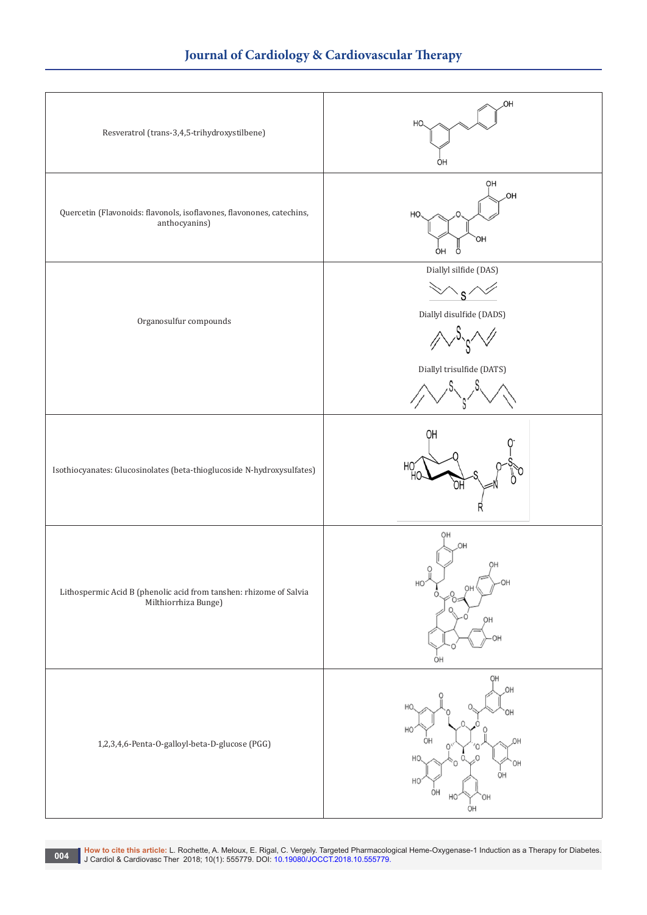| | |
|---|---|
| Resveratrol (trans-3,4,5-trihydroxystilbene) | |
| Quercetin (Flavonoids: flavonols, isoflavones, flavonones, catechins, anthocyanins) | |
| Organosulfur compounds | Diallyl silfide (DAS)<br>Diallyl disulfide (DADS)<br>Diallyl trisulfide (DATS) |
| Isothiocyanates: Glucosinolates (beta-thioglucoside N-hydroxysulfates) | |
| Lithospermic Acid B (phenolic acid from tanshen: rhizome of Salvia Milthiorrhiza Bunge) | |
| 1,2,3,4,6-Penta-O-galloyl-beta-D-glucose (PGG) | |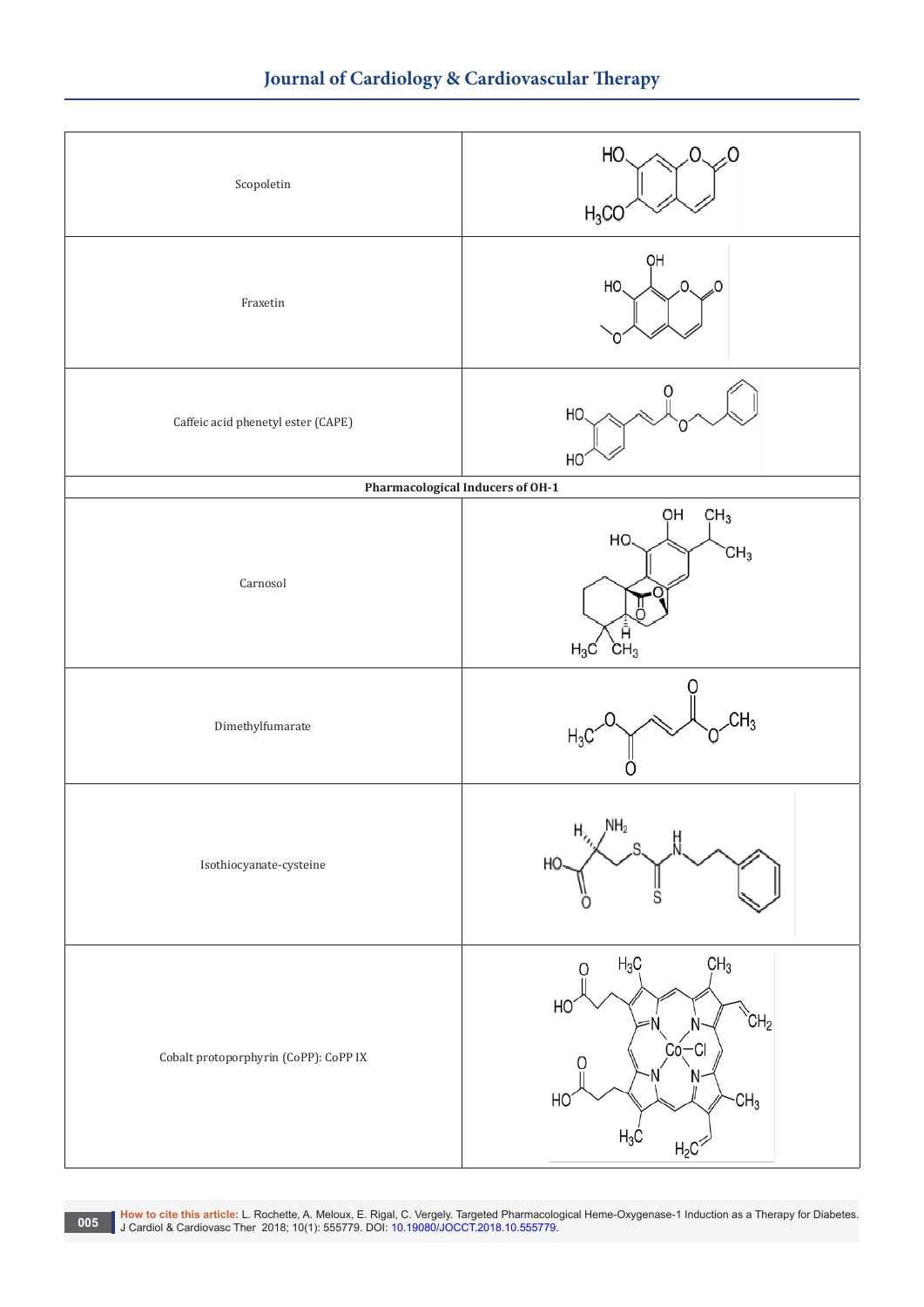| | |
|---|---|
| Scopoletin | |
| Fraxetin | |
| Caffeic acid phenetyl ester (CAPE) | |
| **Pharmacological Inducers of OH-1** | |
| Carnosol | |
| Dimethylfumarate | |
| Isothiocyanate-cysteine | |
| Cobalt protoporphyrin (CoPP): CoPP IX | |

**How to cite this article:** L. Rochette, A. Meloux, E. Rigal, C. Vergely. Targeted Pharmacological Heme-Oxygenase-1 Induction as a Therapy for Diabetes. J Cardiol & Cardiovasc Ther 2018; 10(1): 555779. DOI: 10.19080/JOCCT.2018.10.555779.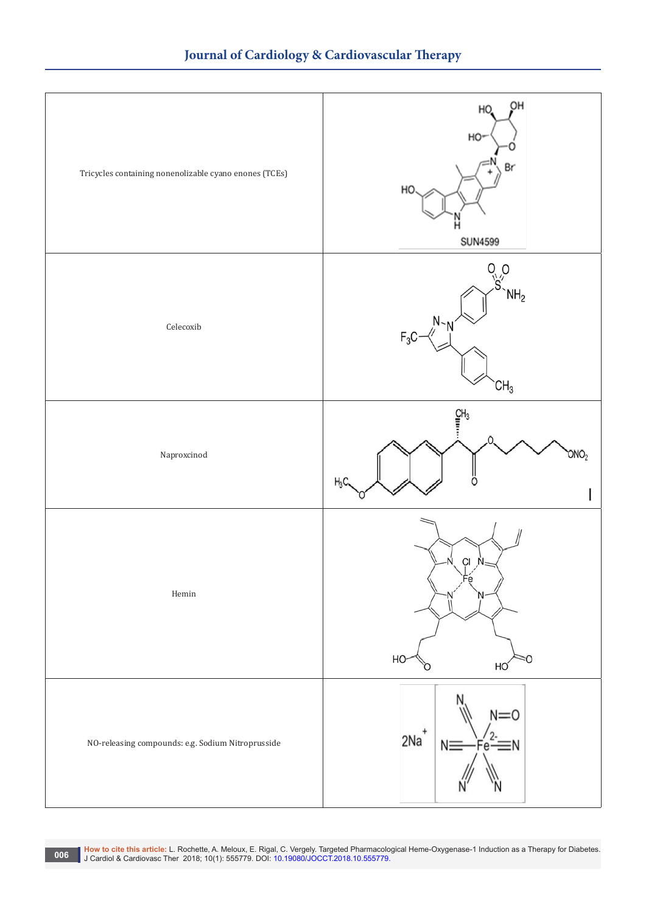| | |
|---|---|
| Tricycles containing nonenolizable cyano enones (TCEs) | SUN4599 |
| Celecoxib | |
| Naproxcinod | |
| Hemin | |
| NO-releasing compounds: e.g. Sodium Nitroprusside | |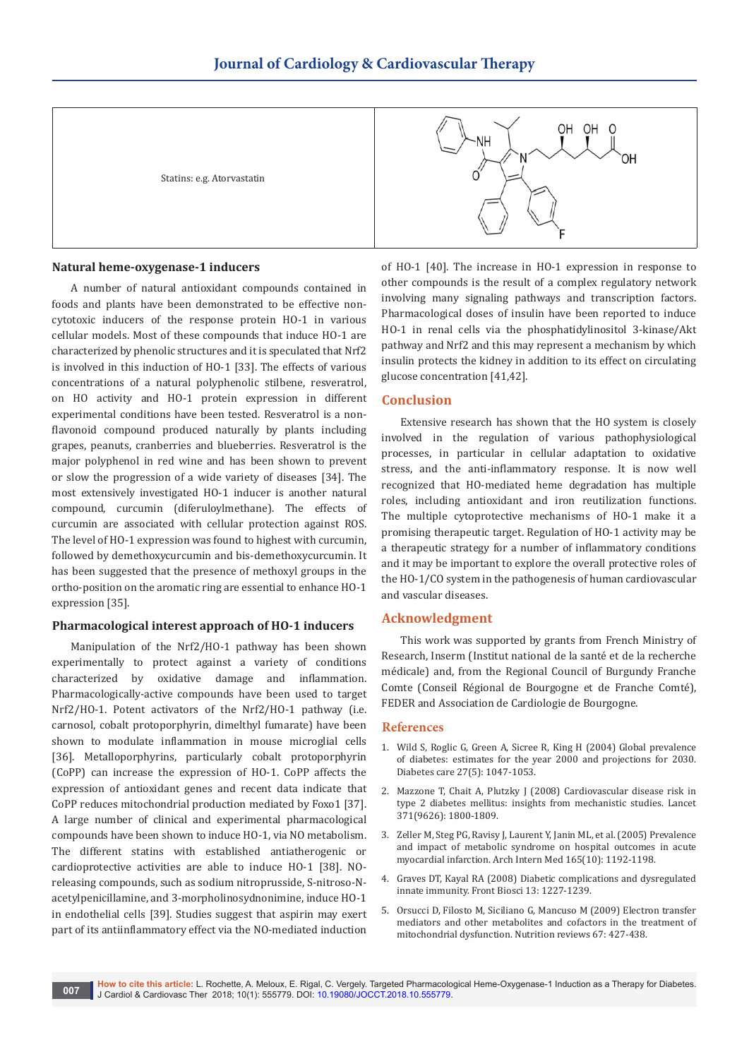| Statins: e.g. Atorvastatin | |
|---|---|

## Natural heme-oxygenase-1 inducers

A number of natural antioxidant compounds contained in foods and plants have been demonstrated to be effective non-cytotoxic inducers of the response protein HO-1 in various cellular models. Most of these compounds that induce HO-1 are characterized by phenolic structures and it is speculated that Nrf2 is involved in this induction of HO-1 [33]. The effects of various concentrations of a natural polyphenolic stilbene, resveratrol, on HO activity and HO-1 protein expression in different experimental conditions have been tested. Resveratrol is a non-flavonoid compound produced naturally by plants including grapes, peanuts, cranberries and blueberries. Resveratrol is the major polyphenol in red wine and has been shown to prevent or slow the progression of a wide variety of diseases [34]. The most extensively investigated HO-1 inducer is another natural compound, curcumin (diferuloylmethane). The effects of curcumin are associated with cellular protection against ROS. The level of HO-1 expression was found to highest with curcumin, followed by demethoxycurcumin and bis-demethoxycurcumin. It has been suggested that the presence of methoxyl groups in the ortho-position on the aromatic ring are essential to enhance HO-1 expression [35].

## Pharmacological interest approach of HO-1 inducers

Manipulation of the Nrf2/HO-1 pathway has been shown experimentally to protect against a variety of conditions characterized by oxidative damage and inflammation. Pharmacologically-active compounds have been used to target Nrf2/HO-1. Potent activators of the Nrf2/HO-1 pathway (i.e. carnosol, cobalt protoporphyrin, dimelthyl fumarate) have been shown to modulate inflammation in mouse microglial cells [36]. Metalloporphyrins, particularly cobalt protoporphyrin (CoPP) can increase the expression of HO-1. CoPP affects the expression of antioxidant genes and recent data indicate that CoPP reduces mitochondrial production mediated by Foxo1 [37]. A large number of clinical and experimental pharmacological compounds have been shown to induce HO-1, via NO metabolism. The different statins with established antiatherogenic or cardioprotective activities are able to induce HO-1 [38]. NO-releasing compounds, such as sodium nitroprusside, S-nitroso-N-acetylpenicillamine, and 3-morpholinosydnonimine, induce HO-1 in endothelial cells [39]. Studies suggest that aspirin may exert part of its antiinflammatory effect via the NO-mediated induction of HO-1 [40]. The increase in HO-1 expression in response to other compounds is the result of a complex regulatory network involving many signaling pathways and transcription factors. Pharmacological doses of insulin have been reported to induce HO-1 in renal cells via the phosphatidylinositol 3-kinase/Akt pathway and Nrf2 and this may represent a mechanism by which insulin protects the kidney in addition to its effect on circulating glucose concentration [41,42].

## Conclusion

Extensive research has shown that the HO system is closely involved in the regulation of various pathophysiological processes, in particular in cellular adaptation to oxidative stress, and the anti-inflammatory response. It is now well recognized that HO-mediated heme degradation has multiple roles, including antioxidant and iron reutilization functions. The multiple cytoprotective mechanisms of HO-1 make it a promising therapeutic target. Regulation of HO-1 activity may be a therapeutic strategy for a number of inflammatory conditions and it may be important to explore the overall protective roles of the HO-1/CO system in the pathogenesis of human cardiovascular and vascular diseases.

## Acknowledgment

This work was supported by grants from French Ministry of Research, Inserm (Institut national de la santé et de la recherche médicale) and, from the Regional Council of Burgundy Franche Comte (Conseil Régional de Bourgogne et de Franche Comté), FEDER and Association de Cardiologie de Bourgogne.

## References

1. Wild S, Roglic G, Green A, Sicree R, King H (2004) Global prevalence of diabetes: estimates for the year 2000 and projections for 2030. Diabetes care 27(5): 1047-1053.
2. Mazzone T, Chait A, Plutzky J (2008) Cardiovascular disease risk in type 2 diabetes mellitus: insights from mechanistic studies. Lancet 371(9626): 1800-1809.
3. Zeller M, Steg PG, Ravisy J, Laurent Y, Janin ML, et al. (2005) Prevalence and impact of metabolic syndrome on hospital outcomes in acute myocardial infarction. Arch Intern Med 165(10): 1192-1198.
4. Graves DT, Kayal RA (2008) Diabetic complications and dysregulated innate immunity. Front Biosci 13: 1227-1239.
5. Orsucci D, Filosto M, Siciliano G, Mancuso M (2009) Electron transfer mediators and other metabolites and cofactors in the treatment of mitochondrial dysfunction. Nutrition reviews 67: 427-438.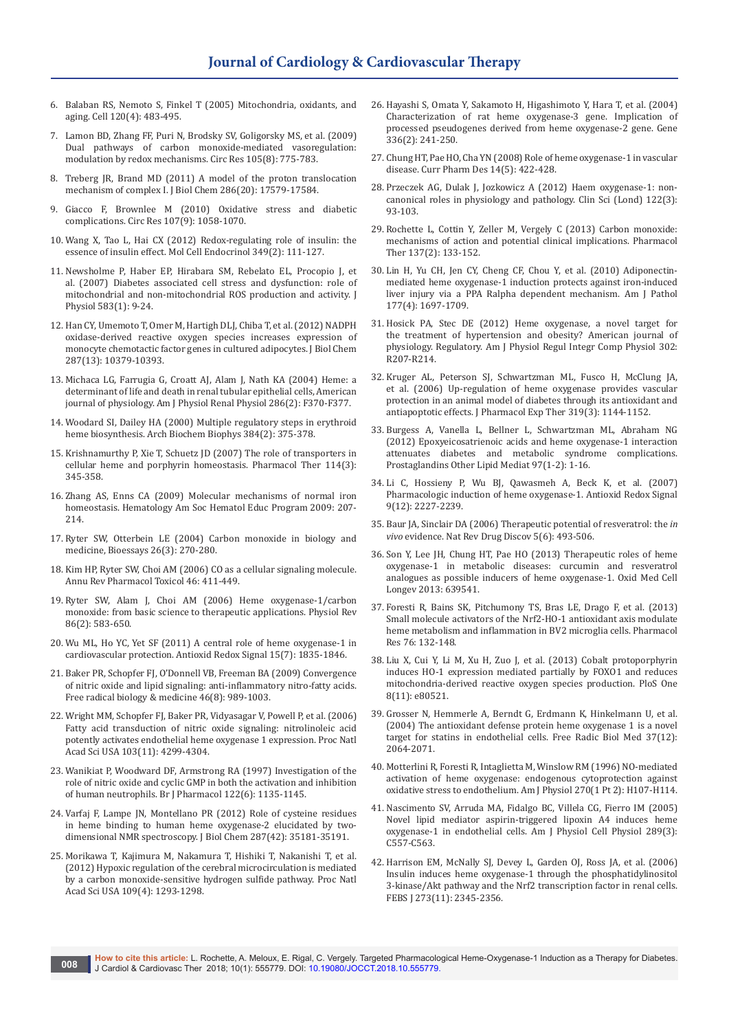6. Balaban RS, Nemoto S, Finkel T (2005) Mitochondria, oxidants, and aging. Cell 120(4): 483-495.
7. Lamon BD, Zhang FF, Puri N, Brodsky SV, Goligorsky MS, et al. (2009) Dual pathways of carbon monoxide-mediated vasoregulation: modulation by redox mechanisms. Circ Res 105(8): 775-783.
8. Treberg JR, Brand MD (2011) A model of the proton translocation mechanism of complex I. J Biol Chem 286(20): 17579-17584.
9. Giacco F, Brownlee M (2010) Oxidative stress and diabetic complications. Circ Res 107(9): 1058-1070.
10. Wang X, Tao L, Hai CX (2012) Redox-regulating role of insulin: the essence of insulin effect. Mol Cell Endocrinol 349(2): 111-127.
11. Newsholme P, Haber EP, Hirabara SM, Rebelato EL, Procopio J, et al. (2007) Diabetes associated cell stress and dysfunction: role of mitochondrial and non-mitochondrial ROS production and activity. J Physiol 583(1): 9-24.
12. Han CY, Umemoto T, Omer M, Hartigh DLJ, Chiba T, et al. (2012) NADPH oxidase-derived reactive oxygen species increases expression of monocyte chemotactic factor genes in cultured adipocytes. J Biol Chem 287(13): 10379-10393.
13. Michaca LG, Farrugia G, Croatt AJ, Alam J, Nath KA (2004) Heme: a determinant of life and death in renal tubular epithelial cells, American journal of physiology. Am J Physiol Renal Physiol 286(2): F370-F377.
14. Woodard SI, Dailey HA (2000) Multiple regulatory steps in erythroid heme biosynthesis. Arch Biochem Biophys 384(2): 375-378.
15. Krishnamurthy P, Xie T, Schuetz JD (2007) The role of transporters in cellular heme and porphyrin homeostasis. Pharmacol Ther 114(3): 345-358.
16. Zhang AS, Enns CA (2009) Molecular mechanisms of normal iron homeostasis. Hematology Am Soc Hematol Educ Program 2009: 207-214.
17. Ryter SW, Otterbein LE (2004) Carbon monoxide in biology and medicine, Bioessays 26(3): 270-280.
18. Kim HP, Ryter SW, Choi AM (2006) CO as a cellular signaling molecule. Annu Rev Pharmacol Toxicol 46: 411-449.
19. Ryter SW, Alam J, Choi AM (2006) Heme oxygenase-1/carbon monoxide: from basic science to therapeutic applications. Physiol Rev 86(2): 583-650.
20. Wu ML, Ho YC, Yet SF (2011) A central role of heme oxygenase-1 in cardiovascular protection. Antioxid Redox Signal 15(7): 1835-1846.
21. Baker PR, Schopfer FJ, O'Donnell VB, Freeman BA (2009) Convergence of nitric oxide and lipid signaling: anti-inflammatory nitro-fatty acids. Free radical biology & medicine 46(8): 989-1003.
22. Wright MM, Schopfer FJ, Baker PR, Vidyasagar V, Powell P, et al. (2006) Fatty acid transduction of nitric oxide signaling: nitrolinoleic acid potently activates endothelial heme oxygenase 1 expression. Proc Natl Acad Sci USA 103(11): 4299-4304.
23. Wanikiat P, Woodward DF, Armstrong RA (1997) Investigation of the role of nitric oxide and cyclic GMP in both the activation and inhibition of human neutrophils. Br J Pharmacol 122(6): 1135-1145.
24. Varfaj F, Lampe JN, Montellano PR (2012) Role of cysteine residues in heme binding to human heme oxygenase-2 elucidated by two-dimensional NMR spectroscopy. J Biol Chem 287(42): 35181-35191.
25. Morikawa T, Kajimura M, Nakamura T, Hishiki T, Nakanishi T, et al. (2012) Hypoxic regulation of the cerebral microcirculation is mediated by a carbon monoxide-sensitive hydrogen sulfide pathway. Proc Natl Acad Sci USA 109(4): 1293-1298.
26. Hayashi S, Omata Y, Sakamoto H, Higashimoto Y, Hara T, et al. (2004) Characterization of rat heme oxygenase-3 gene. Implication of processed pseudogenes derived from heme oxygenase-2 gene. Gene 336(2): 241-250.
27. Chung HT, Pae HO, Cha YN (2008) Role of heme oxygenase-1 in vascular disease. Curr Pharm Des 14(5): 422-428.
28. Przeczek AG, Dulak J, Jozkowicz A (2012) Haem oxygenase-1: non-canonical roles in physiology and pathology. Clin Sci (Lond) 122(3): 93-103.
29. Rochette L, Cottin Y, Zeller M, Vergely C (2013) Carbon monoxide: mechanisms of action and potential clinical implications. Pharmacol Ther 137(2): 133-152.
30. Lin H, Yu CH, Jen CY, Cheng CF, Chou Y, et al. (2010) Adiponectin-mediated heme oxygenase-1 induction protects against iron-induced liver injury via a PPA Ralpha dependent mechanism. Am J Pathol 177(4): 1697-1709.
31. Hosick PA, Stec DE (2012) Heme oxygenase, a novel target for the treatment of hypertension and obesity? American journal of physiology. Regulatory. Am J Physiol Regul Integr Comp Physiol 302: R207-R214.
32. Kruger AL, Peterson SJ, Schwartzman ML, Fusco H, McClung JA, et al. (2006) Up-regulation of heme oxygenase provides vascular protection in an animal model of diabetes through its antioxidant and antiapoptotic effects. J Pharmacol Exp Ther 319(3): 1144-1152.
33. Burgess A, Vanella L, Bellner L, Schwartzman ML, Abraham NG (2012) Epoxyeicosatrienoic acids and heme oxygenase-1 interaction attenuates diabetes and metabolic syndrome complications. Prostaglandins Other Lipid Mediat 97(1-2): 1-16.
34. Li C, Hossieny P, Wu BJ, Qawasmeh A, Beck K, et al. (2007) Pharmacologic induction of heme oxygenase-1. Antioxid Redox Signal 9(12): 2227-2239.
35. Baur JA, Sinclair DA (2006) Therapeutic potential of resveratrol: the *in vivo* evidence. Nat Rev Drug Discov 5(6): 493-506.
36. Son Y, Lee JH, Chung HT, Pae HO (2013) Therapeutic roles of heme oxygenase-1 in metabolic diseases: curcumin and resveratrol analogues as possible inducers of heme oxygenase-1. Oxid Med Cell Longev 2013: 639541.
37. Foresti R, Bains SK, Pitchumony TS, Bras LE, Drago F, et al. (2013) Small molecule activators of the Nrf2-HO-1 antioxidant axis modulate heme metabolism and inflammation in BV2 microglia cells. Pharmacol Res 76: 132-148.
38. Liu X, Cui Y, Li M, Xu H, Zuo J, et al. (2013) Cobalt protoporphyrin induces HO-1 expression mediated partially by FOXO1 and reduces mitochondria-derived reactive oxygen species production. PloS One 8(11): e80521.
39. Grosser N, Hemmerle A, Berndt G, Erdmann K, Hinkelmann U, et al. (2004) The antioxidant defense protein heme oxygenase 1 is a novel target for statins in endothelial cells. Free Radic Biol Med 37(12): 2064-2071.
40. Motterlini R, Foresti R, Intaglietta M, Winslow RM (1996) NO-mediated activation of heme oxygenase: endogenous cytoprotection against oxidative stress to endothelium. Am J Physiol 270(1 Pt 2): H107-H114.
41. Nascimento SV, Arruda MA, Fidalgo BC, Villela CG, Fierro IM (2005) Novel lipid mediator aspirin-triggered lipoxin A4 induces heme oxygenase-1 in endothelial cells. Am J Physiol Cell Physiol 289(3): C557-C563.
42. Harrison EM, McNally SJ, Devey L, Garden OJ, Ross JA, et al. (2006) Insulin induces heme oxygenase-1 through the phosphatidylinositol 3-kinase/Akt pathway and the Nrf2 transcription factor in renal cells. FEBS J 273(11): 2345-2356.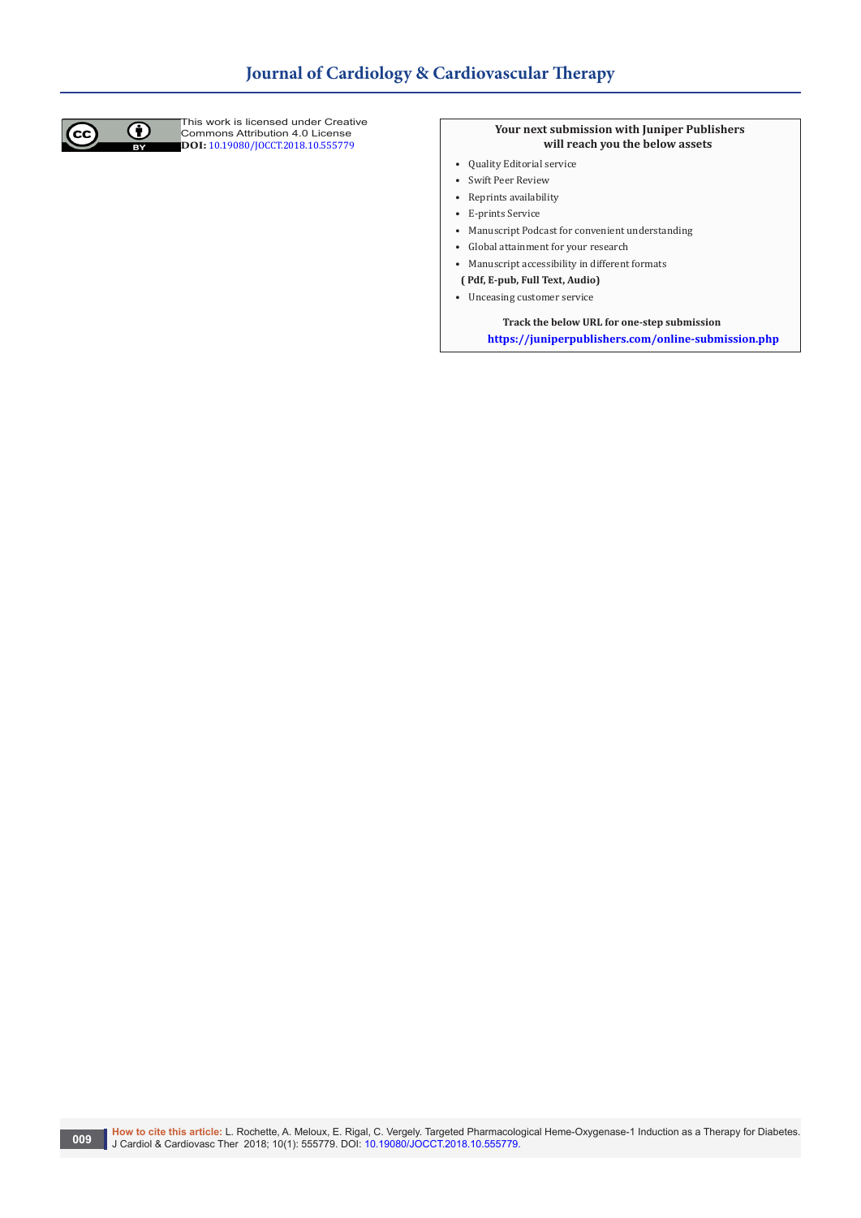This work is licensed under Creative Commons Attribution 4.0 License
**DOI:** 10.19080/JOCCT.2018.10.555779

**Your next submission with Juniper Publishers will reach you the below assets**

- Quality Editorial service
- Swift Peer Review
- Reprints availability
- E-prints Service
- Manuscript Podcast for convenient understanding
- Global attainment for your research
- Manuscript accessibility in different formats

**( Pdf, E-pub, Full Text, Audio)**

- Unceasing customer service

**Track the below URL for one-step submission**
**https://juniperpublishers.com/online-submission.php**

**How to cite this article:** L. Rochette, A. Meloux, E. Rigal, C. Vergely. Targeted Pharmacological Heme-Oxygenase-1 Induction as a Therapy for Diabetes. J Cardiol & Cardiovasc Ther 2018; 10(1): 555779. DOI: 10.19080/JOCCT.2018.10.555779.